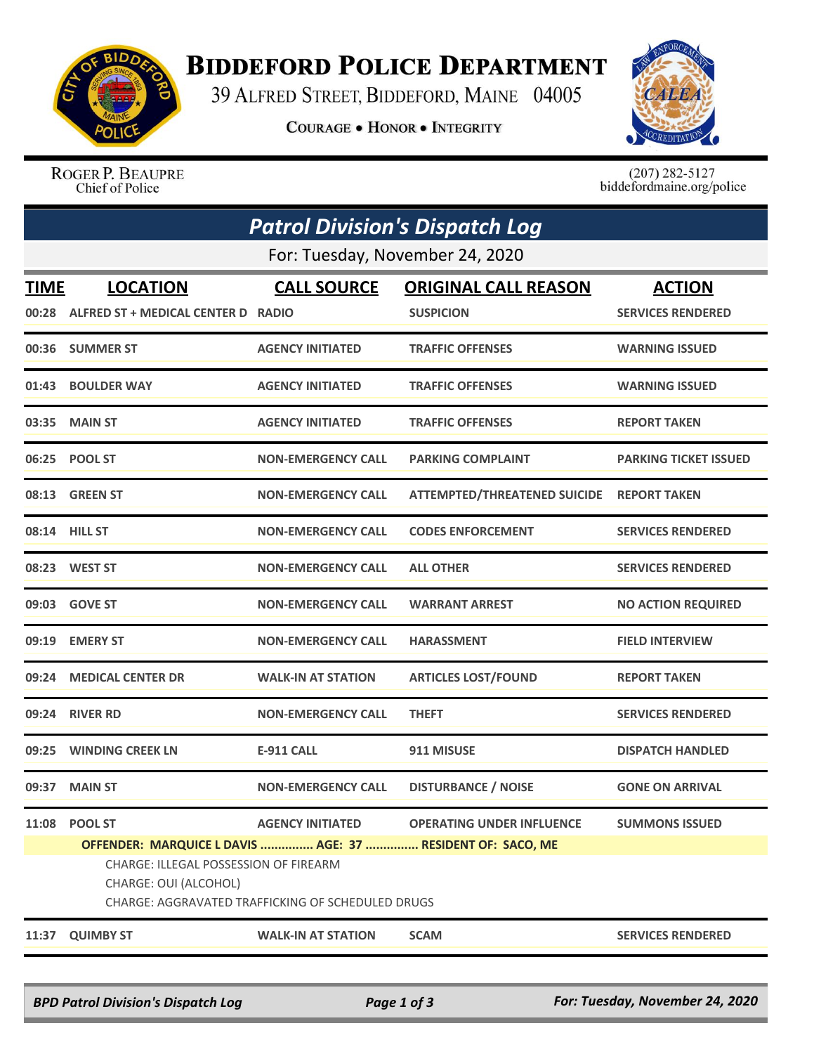# Biddeford Police Department

39 Alfred Street, Biddeford, Maine 04005

**Courage • Honor • Integrity**

Roger P. Beaupre
Chief of Police

(207) 282-5127
biddefordmaine.org/police

## Patrol Division's Dispatch Log

For: Tuesday, November 24, 2020

| TIME | LOCATION | CALL SOURCE | ORIGINAL CALL REASON | ACTION |
|---|---|---|---|---|
| 00:28 | ALFRED ST + MEDICAL CENTER D | RADIO | SUSPICION | SERVICES RENDERED |
| 00:36 | SUMMER ST | AGENCY INITIATED | TRAFFIC OFFENSES | WARNING ISSUED |
| 01:43 | BOULDER WAY | AGENCY INITIATED | TRAFFIC OFFENSES | WARNING ISSUED |
| 03:35 | MAIN ST | AGENCY INITIATED | TRAFFIC OFFENSES | REPORT TAKEN |
| 06:25 | POOL ST | NON-EMERGENCY CALL | PARKING COMPLAINT | PARKING TICKET ISSUED |
| 08:13 | GREEN ST | NON-EMERGENCY CALL | ATTEMPTED/THREATENED SUICIDE | REPORT TAKEN |
| 08:14 | HILL ST | NON-EMERGENCY CALL | CODES ENFORCEMENT | SERVICES RENDERED |
| 08:23 | WEST ST | NON-EMERGENCY CALL | ALL OTHER | SERVICES RENDERED |
| 09:03 | GOVE ST | NON-EMERGENCY CALL | WARRANT ARREST | NO ACTION REQUIRED |
| 09:19 | EMERY ST | NON-EMERGENCY CALL | HARASSMENT | FIELD INTERVIEW |
| 09:24 | MEDICAL CENTER DR | WALK-IN AT STATION | ARTICLES LOST/FOUND | REPORT TAKEN |
| 09:24 | RIVER RD | NON-EMERGENCY CALL | THEFT | SERVICES RENDERED |
| 09:25 | WINDING CREEK LN | E-911 CALL | 911 MISUSE | DISPATCH HANDLED |
| 09:37 | MAIN ST | NON-EMERGENCY CALL | DISTURBANCE / NOISE | GONE ON ARRIVAL |
| 11:08 | POOL ST | AGENCY INITIATED | OPERATING UNDER INFLUENCE | SUMMONS ISSUED |

**OFFENDER: MARQUICE L DAVIS ............... AGE: 37 ............... RESIDENT OF: SACO, ME**

CHARGE: ILLEGAL POSSESSION OF FIREARM
CHARGE: OUI (ALCOHOL)
CHARGE: AGGRAVATED TRAFFICKING OF SCHEDULED DRUGS

| TIME | LOCATION | CALL SOURCE | ORIGINAL CALL REASON | ACTION |
|---|---|---|---|---|
| 11:37 | QUIMBY ST | WALK-IN AT STATION | SCAM | SERVICES RENDERED |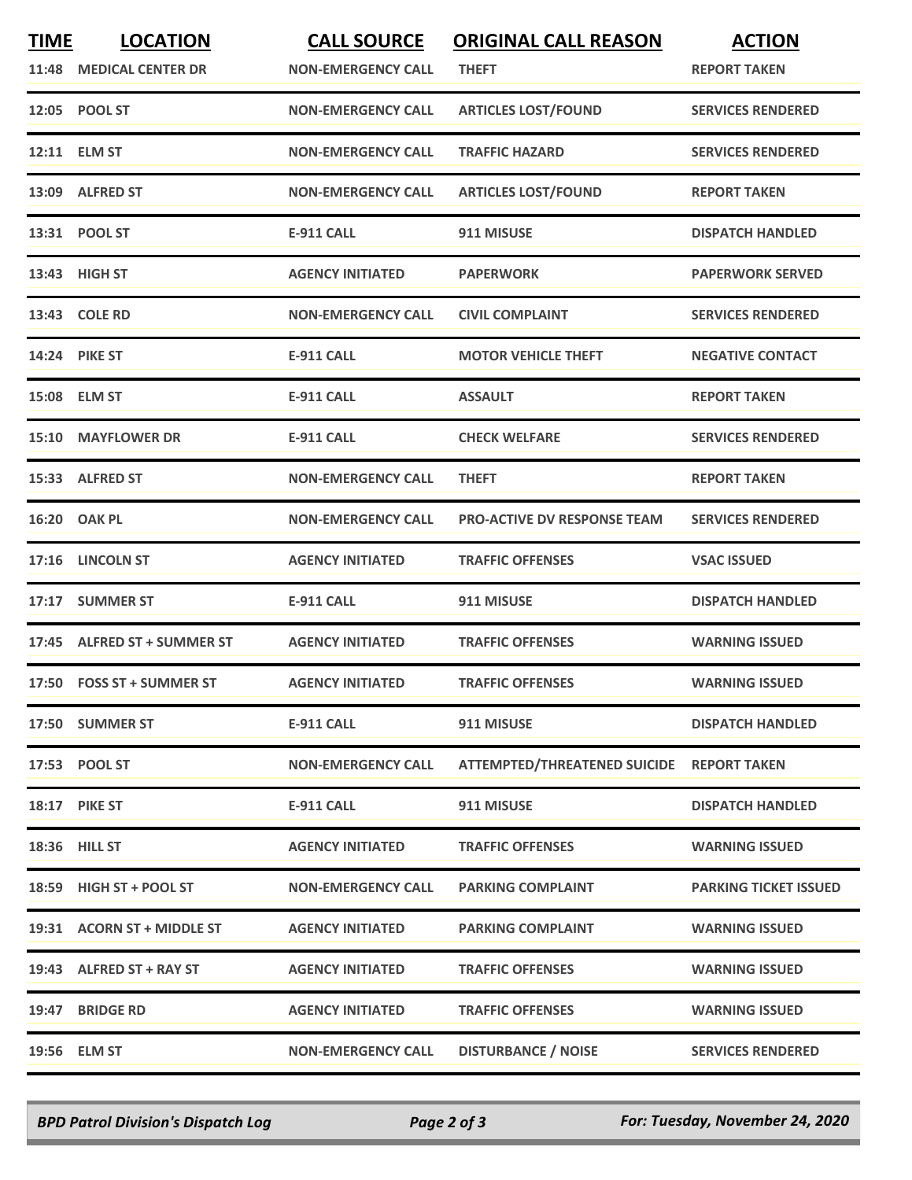| TIME | LOCATION | CALL SOURCE | ORIGINAL CALL REASON | ACTION |
| --- | --- | --- | --- | --- |
| 11:48 | MEDICAL CENTER DR | NON-EMERGENCY CALL | THEFT | REPORT TAKEN |
| 12:05 | POOL ST | NON-EMERGENCY CALL | ARTICLES LOST/FOUND | SERVICES RENDERED |
| 12:11 | ELM ST | NON-EMERGENCY CALL | TRAFFIC HAZARD | SERVICES RENDERED |
| 13:09 | ALFRED ST | NON-EMERGENCY CALL | ARTICLES LOST/FOUND | REPORT TAKEN |
| 13:31 | POOL ST | E-911 CALL | 911 MISUSE | DISPATCH HANDLED |
| 13:43 | HIGH ST | AGENCY INITIATED | PAPERWORK | PAPERWORK SERVED |
| 13:43 | COLE RD | NON-EMERGENCY CALL | CIVIL COMPLAINT | SERVICES RENDERED |
| 14:24 | PIKE ST | E-911 CALL | MOTOR VEHICLE THEFT | NEGATIVE CONTACT |
| 15:08 | ELM ST | E-911 CALL | ASSAULT | REPORT TAKEN |
| 15:10 | MAYFLOWER DR | E-911 CALL | CHECK WELFARE | SERVICES RENDERED |
| 15:33 | ALFRED ST | NON-EMERGENCY CALL | THEFT | REPORT TAKEN |
| 16:20 | OAK PL | NON-EMERGENCY CALL | PRO-ACTIVE DV RESPONSE TEAM | SERVICES RENDERED |
| 17:16 | LINCOLN ST | AGENCY INITIATED | TRAFFIC OFFENSES | VSAC ISSUED |
| 17:17 | SUMMER ST | E-911 CALL | 911 MISUSE | DISPATCH HANDLED |
| 17:45 | ALFRED ST + SUMMER ST | AGENCY INITIATED | TRAFFIC OFFENSES | WARNING ISSUED |
| 17:50 | FOSS ST + SUMMER ST | AGENCY INITIATED | TRAFFIC OFFENSES | WARNING ISSUED |
| 17:50 | SUMMER ST | E-911 CALL | 911 MISUSE | DISPATCH HANDLED |
| 17:53 | POOL ST | NON-EMERGENCY CALL | ATTEMPTED/THREATENED SUICIDE | REPORT TAKEN |
| 18:17 | PIKE ST | E-911 CALL | 911 MISUSE | DISPATCH HANDLED |
| 18:36 | HILL ST | AGENCY INITIATED | TRAFFIC OFFENSES | WARNING ISSUED |
| 18:59 | HIGH ST + POOL ST | NON-EMERGENCY CALL | PARKING COMPLAINT | PARKING TICKET ISSUED |
| 19:31 | ACORN ST + MIDDLE ST | AGENCY INITIATED | PARKING COMPLAINT | WARNING ISSUED |
| 19:43 | ALFRED ST + RAY ST | AGENCY INITIATED | TRAFFIC OFFENSES | WARNING ISSUED |
| 19:47 | BRIDGE RD | AGENCY INITIATED | TRAFFIC OFFENSES | WARNING ISSUED |
| 19:56 | ELM ST | NON-EMERGENCY CALL | DISTURBANCE / NOISE | SERVICES RENDERED |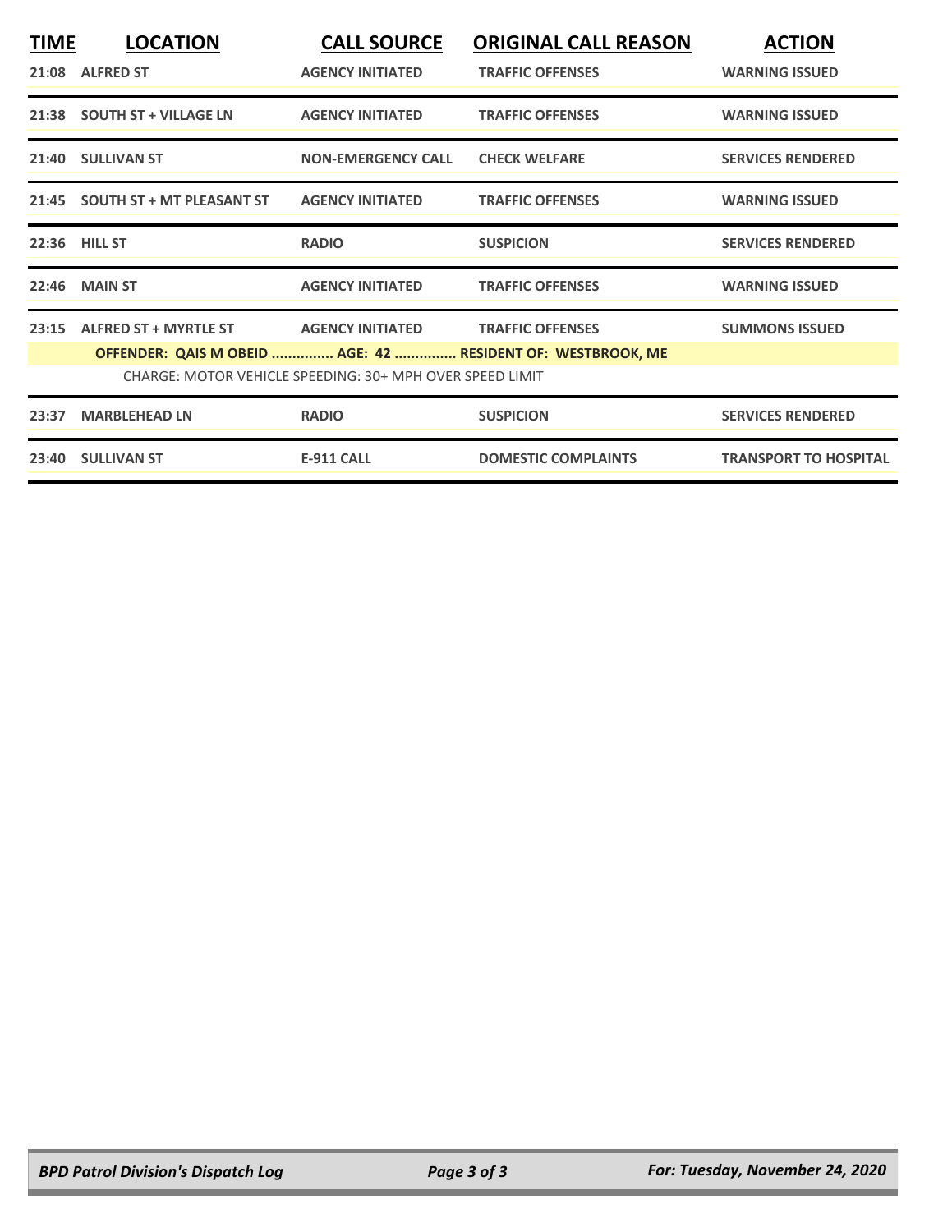| TIME | LOCATION | CALL SOURCE | ORIGINAL CALL REASON | ACTION |
|---|---|---|---|---|
| 21:08 | ALFRED ST | AGENCY INITIATED | TRAFFIC OFFENSES | WARNING ISSUED |
| 21:38 | SOUTH ST + VILLAGE LN | AGENCY INITIATED | TRAFFIC OFFENSES | WARNING ISSUED |
| 21:40 | SULLIVAN ST | NON-EMERGENCY CALL | CHECK WELFARE | SERVICES RENDERED |
| 21:45 | SOUTH ST + MT PLEASANT ST | AGENCY INITIATED | TRAFFIC OFFENSES | WARNING ISSUED |
| 22:36 | HILL ST | RADIO | SUSPICION | SERVICES RENDERED |
| 22:46 | MAIN ST | AGENCY INITIATED | TRAFFIC OFFENSES | WARNING ISSUED |
| 23:15 | ALFRED ST + MYRTLE ST | AGENCY INITIATED | TRAFFIC OFFENSES | SUMMONS ISSUED |
| | OFFENDER: QAIS M OBEID ............... AGE: 42 ............... RESIDENT OF: WESTBROOK, ME | | | |
| | CHARGE: MOTOR VEHICLE SPEEDING: 30+ MPH OVER SPEED LIMIT | | | |
| 23:37 | MARBLEHEAD LN | RADIO | SUSPICION | SERVICES RENDERED |
| 23:40 | SULLIVAN ST | E-911 CALL | DOMESTIC COMPLAINTS | TRANSPORT TO HOSPITAL |